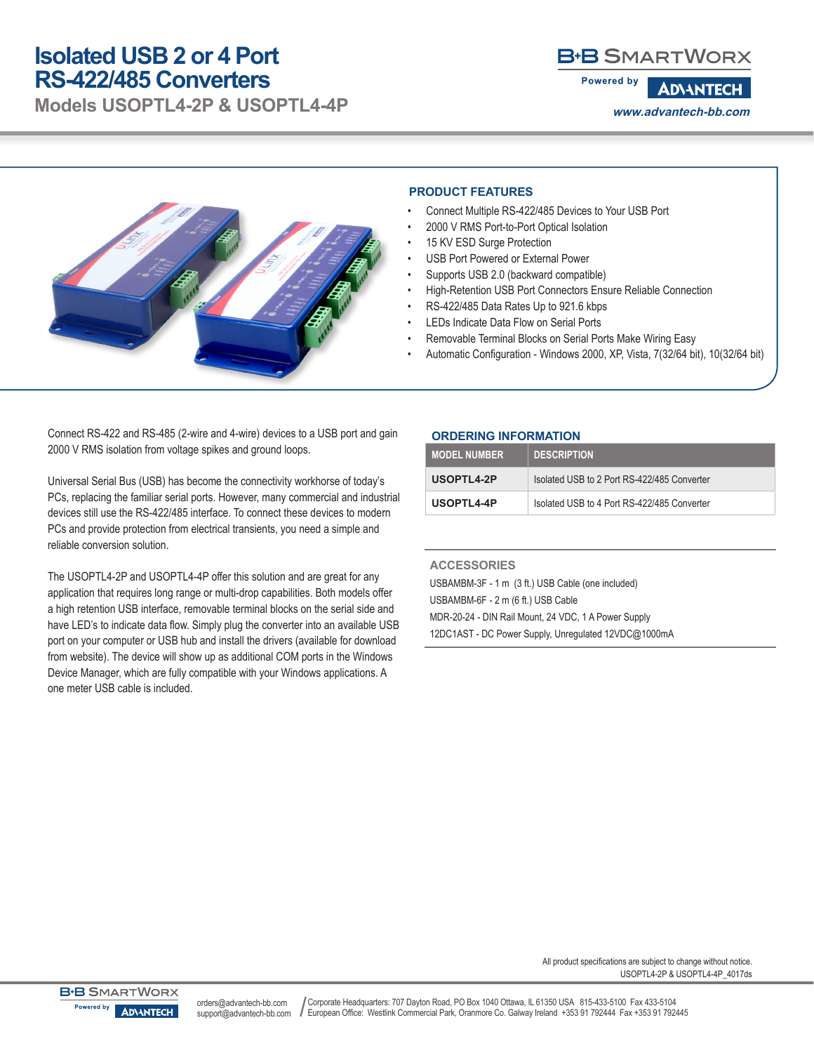# Isolated USB 2 or 4 Port RS-422/485 Converters

## Models USOPTL4-2P & USOPTL4-4P

B+B SMARTWORX Powered by ADVANTECH

www.advantech-bb.com

### PRODUCT FEATURES

- Connect Multiple RS-422/485 Devices to Your USB Port
- 2000 V RMS Port-to-Port Optical Isolation
- 15 KV ESD Surge Protection
- USB Port Powered or External Power
- Supports USB 2.0 (backward compatible)
- High-Retention USB Port Connectors Ensure Reliable Connection
- RS-422/485 Data Rates Up to 921.6 kbps
- LEDs Indicate Data Flow on Serial Ports
- Removable Terminal Blocks on Serial Ports Make Wiring Easy
- Automatic Configuration - Windows 2000, XP, Vista, 7(32/64 bit), 10(32/64 bit)

Connect RS-422 and RS-485 (2-wire and 4-wire) devices to a USB port and gain 2000 V RMS isolation from voltage spikes and ground loops.

Universal Serial Bus (USB) has become the connectivity workhorse of today's PCs, replacing the familiar serial ports. However, many commercial and industrial devices still use the RS-422/485 interface. To connect these devices to modern PCs and provide protection from electrical transients, you need a simple and reliable conversion solution.

The USOPTL4-2P and USOPTL4-4P offer this solution and are great for any application that requires long range or multi-drop capabilities. Both models offer a high retention USB interface, removable terminal blocks on the serial side and have LED's to indicate data flow. Simply plug the converter into an available USB port on your computer or USB hub and install the drivers (available for download from website). The device will show up as additional COM ports in the Windows Device Manager, which are fully compatible with your Windows applications. A one meter USB cable is included.

### ORDERING INFORMATION

| MODEL NUMBER | DESCRIPTION |
|---|---|
| **USOPTL4-2P** | Isolated USB to 2 Port RS-422/485 Converter |
| **USOPTL4-4P** | Isolated USB to 4 Port RS-422/485 Converter |

### ACCESSORIES

USBAMBM-3F - 1 m (3 ft.) USB Cable (one included)

USBAMBM-6F - 2 m (6 ft.) USB Cable

MDR-20-24 - DIN Rail Mount, 24 VDC, 1 A Power Supply

12DC1AST - DC Power Supply, Unregulated 12VDC@1000mA

All product specifications are subject to change without notice.

USOPTL4-2P & USOPTL4-4P_4017ds

orders@advantech-bb.com
support@advantech-bb.com

Corporate Headquarters: 707 Dayton Road, PO Box 1040 Ottawa, IL 61350 USA 815-433-5100 Fax 433-5104
European Office: Westlink Commercial Park, Oranmore Co. Galway Ireland +353 91 792444 Fax +353 91 792445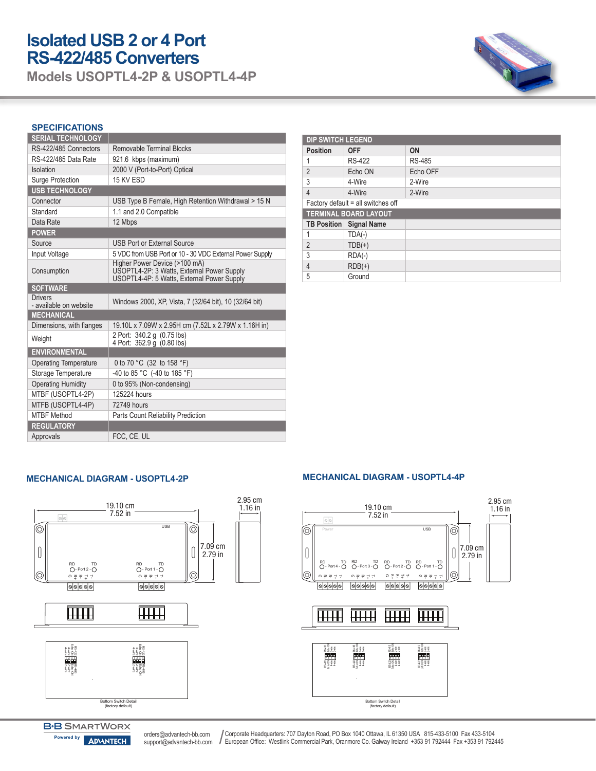# Isolated USB 2 or 4 Port RS-422/485 Converters

## Models USOPTL4-2P & USOPTL4-4P

## SPECIFICATIONS

| | |
|---|---|
| **SERIAL TECHNOLOGY** | |
| RS-422/485 Connectors | Removable Terminal Blocks |
| RS-422/485 Data Rate | 921.6 kbps (maximum) |
| Isolation | 2000 V (Port-to-Port) Optical |
| Surge Protection | 15 KV ESD |
| **USB TECHNOLOGY** | |
| Connector | USB Type B Female, High Retention Withdrawal > 15 N |
| Standard | 1.1 and 2.0 Compatible |
| Data Rate | 12 Mbps |
| **POWER** | |
| Source | USB Port or External Source |
| Input Voltage | 5 VDC from USB Port or 10 - 30 VDC External Power Supply |
| Consumption | Higher Power Device (>100 mA)<br>USOPTL4-2P: 3 Watts, External Power Supply<br>USOPTL4-4P: 5 Watts, External Power Supply |
| **SOFTWARE** | |
| Drivers<br>- available on website | Windows 2000, XP, Vista, 7 (32/64 bit), 10 (32/64 bit) |
| **MECHANICAL** | |
| Dimensions, with flanges | 19.10L x 7.09W x 2.95H cm (7.52L x 2.79W x 1.16H in) |
| Weight | 2 Port: 340.2 g (0.75 lbs)<br>4 Port: 362.9 g (0.80 lbs) |
| **ENVIRONMENTAL** | |
| Operating Temperature | 0 to 70 °C (32 to 158 °F) |
| Storage Temperature | -40 to 85 °C (-40 to 185 °F) |
| Operating Humidity | 0 to 95% (Non-condensing) |
| MTBF (USOPTL4-2P) | 125224 hours |
| MTFB (USOPTL4-4P) | 72749 hours |
| MTBF Method | Parts Count Reliability Prediction |
| **REGULATORY** | |
| Approvals | FCC, CE, UL |

| **DIP SWITCH LEGEND** | | |
|---|---|---|
| **Position** | **OFF** | **ON** |
| 1 | RS-422 | RS-485 |
| 2 | Echo ON | Echo OFF |
| 3 | 4-Wire | 2-Wire |
| 4 | 4-Wire | 2-Wire |
| Factory default = all switches off | | |

| **TERMINAL BOARD LAYOUT** | |
|---|---|
| **TB Position** | **Signal Name** |
| 1 | TDA(-) |
| 2 | TDB(+) |
| 3 | RDA(-) |
| 4 | RDB(+) |
| 5 | Ground |

## MECHANICAL DIAGRAM - USOPTL4-2P

19.10 cm
7.52 in
2.95 cm
1.16 in
7.09 cm
2.79 in
USB
RD TD - Port 2 -
RD TD - Port 1 -
Bottom Switch Detail
(factory default)

## MECHANICAL DIAGRAM - USOPTL4-4P

19.10 cm
7.52 in
2.95 cm
1.16 in
7.09 cm
2.79 in
Power
USB
RD - Port 4 - TD
RD - Port 3 - TD
RD - Port 2 - TD
RD - Port 1 - TD
Bottom Switch Detail
(factory default)

B+B SMARTWORX
Powered by ADVANTECH

orders@advantech-bb.com
support@advantech-bb.com

Corporate Headquarters: 707 Dayton Road, PO Box 1040 Ottawa, IL 61350 USA 815-433-5100 Fax 433-5104
European Office: Westlink Commercial Park, Oranmore Co. Galway Ireland +353 91 792444 Fax +353 91 792445